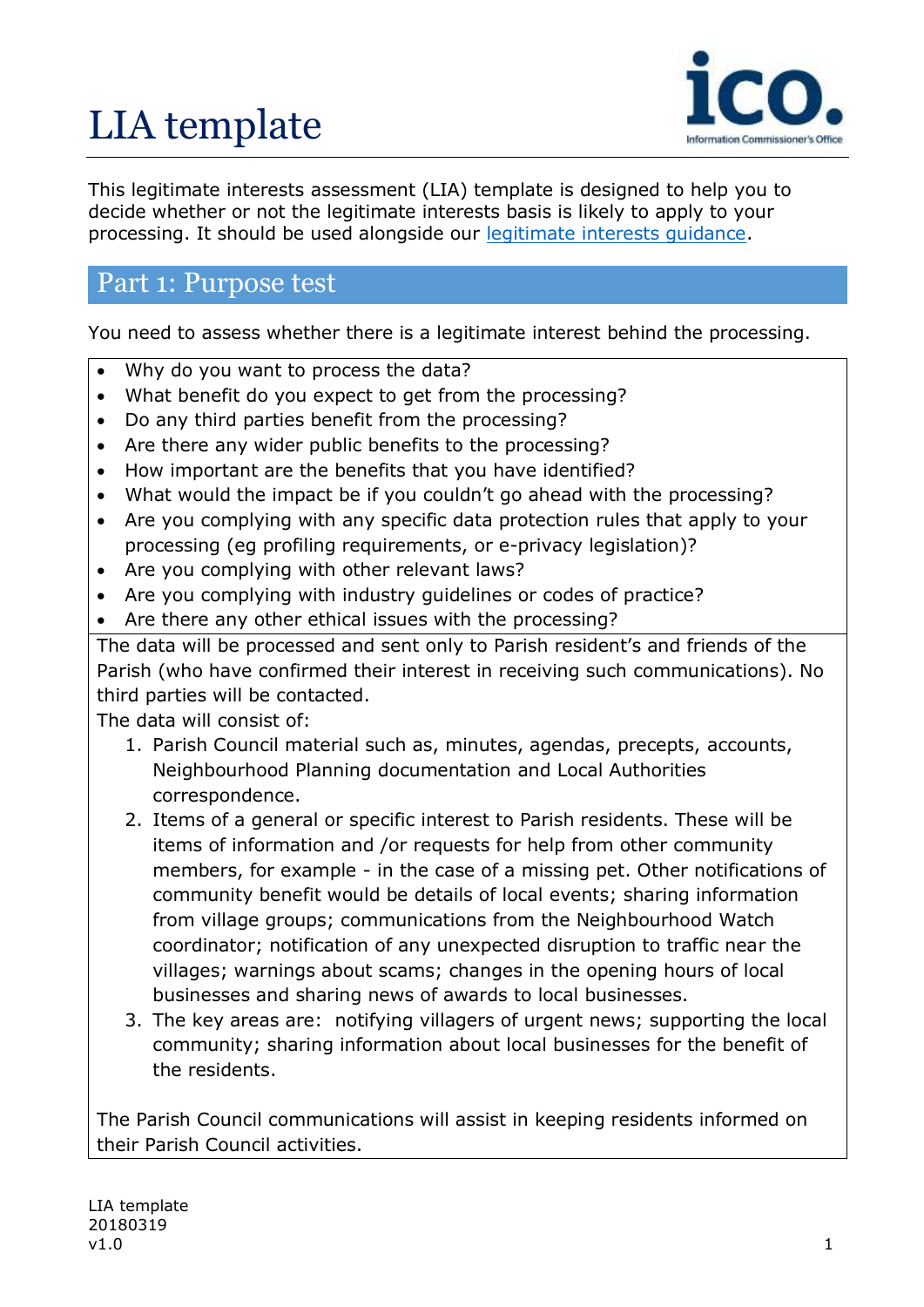# LIA template

This legitimate interests assessment (LIA) template is designed to help you to decide whether or not the legitimate interests basis is likely to apply to your processing. It should be used alongside our legitimate interests guidance.

## Part 1: Purpose test

You need to assess whether there is a legitimate interest behind the processing.

- Why do you want to process the data?
- What benefit do you expect to get from the processing?
- Do any third parties benefit from the processing?
- Are there any wider public benefits to the processing?
- How important are the benefits that you have identified?
- What would the impact be if you couldn't go ahead with the processing?
- Are you complying with any specific data protection rules that apply to your processing (eg profiling requirements, or e-privacy legislation)?
- Are you complying with other relevant laws?
- Are you complying with industry guidelines or codes of practice?
- Are there any other ethical issues with the processing?

The data will be processed and sent only to Parish resident's and friends of the Parish (who have confirmed their interest in receiving such communications). No third parties will be contacted.

The data will consist of:

1. Parish Council material such as, minutes, agendas, precepts, accounts, Neighbourhood Planning documentation and Local Authorities correspondence.
2. Items of a general or specific interest to Parish residents. These will be items of information and /or requests for help from other community members, for example - in the case of a missing pet. Other notifications of community benefit would be details of local events; sharing information from village groups; communications from the Neighbourhood Watch coordinator; notification of any unexpected disruption to traffic near the villages; warnings about scams; changes in the opening hours of local businesses and sharing news of awards to local businesses.
3. The key areas are: notifying villagers of urgent news; supporting the local community; sharing information about local businesses for the benefit of the residents.

The Parish Council communications will assist in keeping residents informed on their Parish Council activities.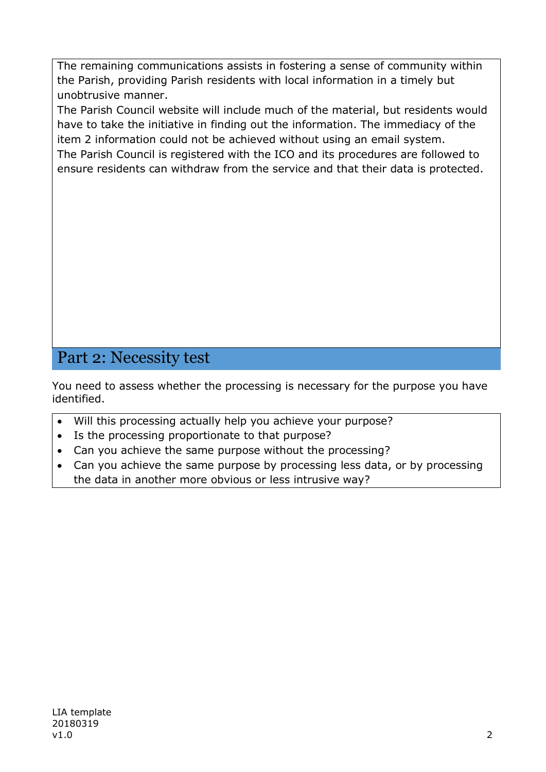The remaining communications assists in fostering a sense of community within the Parish, providing Parish residents with local information in a timely but unobtrusive manner.

The Parish Council website will include much of the material, but residents would have to take the initiative in finding out the information. The immediacy of the item 2 information could not be achieved without using an email system.

The Parish Council is registered with the ICO and its procedures are followed to ensure residents can withdraw from the service and that their data is protected.

## Part 2: Necessity test

You need to assess whether the processing is necessary for the purpose you have identified.

- Will this processing actually help you achieve your purpose?
- Is the processing proportionate to that purpose?
- Can you achieve the same purpose without the processing?
- Can you achieve the same purpose by processing less data, or by processing the data in another more obvious or less intrusive way?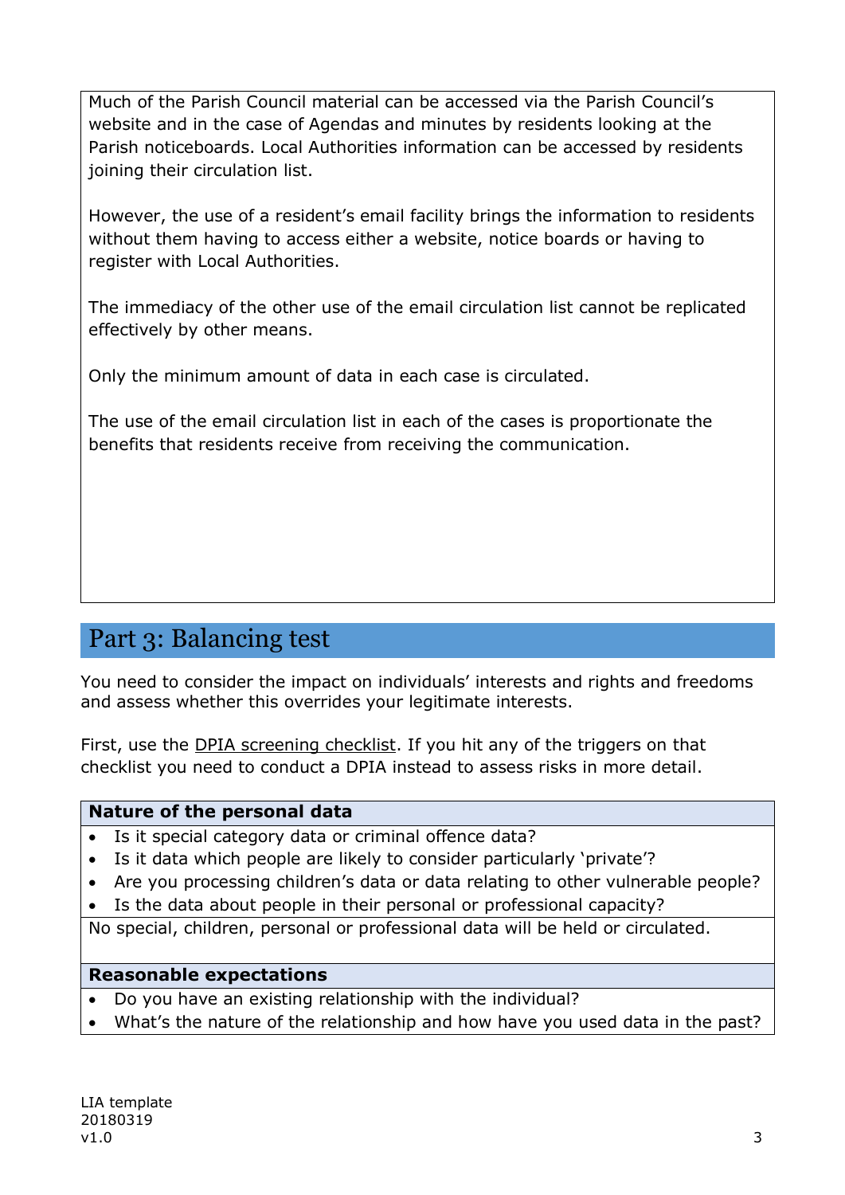Much of the Parish Council material can be accessed via the Parish Council's website and in the case of Agendas and minutes by residents looking at the Parish noticeboards. Local Authorities information can be accessed by residents joining their circulation list.

However, the use of a resident's email facility brings the information to residents without them having to access either a website, notice boards or having to register with Local Authorities.

The immediacy of the other use of the email circulation list cannot be replicated effectively by other means.

Only the minimum amount of data in each case is circulated.

The use of the email circulation list in each of the cases is proportionate the benefits that residents receive from receiving the communication.

## Part 3: Balancing test

You need to consider the impact on individuals' interests and rights and freedoms and assess whether this overrides your legitimate interests.

First, use the DPIA screening checklist. If you hit any of the triggers on that checklist you need to conduct a DPIA instead to assess risks in more detail.

| **Nature of the personal data** |
| --- |
| • Is it special category data or criminal offence data?<br>• Is it data which people are likely to consider particularly 'private'?<br>• Are you processing children's data or data relating to other vulnerable people?<br>• Is the data about people in their personal or professional capacity? |
| No special, children, personal or professional data will be held or circulated. |

| **Reasonable expectations** |
| --- |
| • Do you have an existing relationship with the individual?<br>• What's the nature of the relationship and how have you used data in the past? |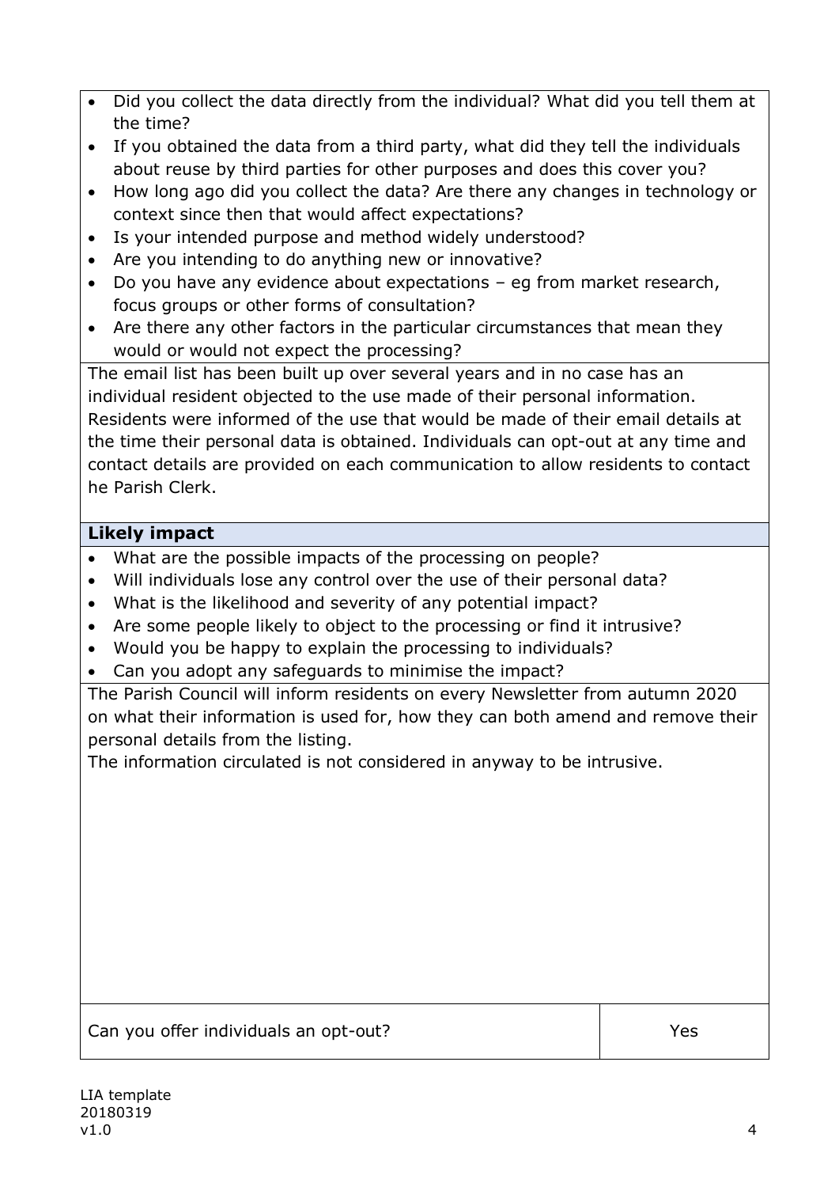- Did you collect the data directly from the individual? What did you tell them at the time?
- If you obtained the data from a third party, what did they tell the individuals about reuse by third parties for other purposes and does this cover you?
- How long ago did you collect the data? Are there any changes in technology or context since then that would affect expectations?
- Is your intended purpose and method widely understood?
- Are you intending to do anything new or innovative?
- Do you have any evidence about expectations – eg from market research, focus groups or other forms of consultation?
- Are there any other factors in the particular circumstances that mean they would or would not expect the processing?

The email list has been built up over several years and in no case has an individual resident objected to the use made of their personal information. Residents were informed of the use that would be made of their email details at the time their personal data is obtained. Individuals can opt-out at any time and contact details are provided on each communication to allow residents to contact he Parish Clerk.

**Likely impact**

- What are the possible impacts of the processing on people?
- Will individuals lose any control over the use of their personal data?
- What is the likelihood and severity of any potential impact?
- Are some people likely to object to the processing or find it intrusive?
- Would you be happy to explain the processing to individuals?
- Can you adopt any safeguards to minimise the impact?

The Parish Council will inform residents on every Newsletter from autumn 2020 on what their information is used for, how they can both amend and remove their personal details from the listing.

The information circulated is not considered in anyway to be intrusive.

| Can you offer individuals an opt-out? | Yes |
|---|---|

LIA template
20180319
v1.0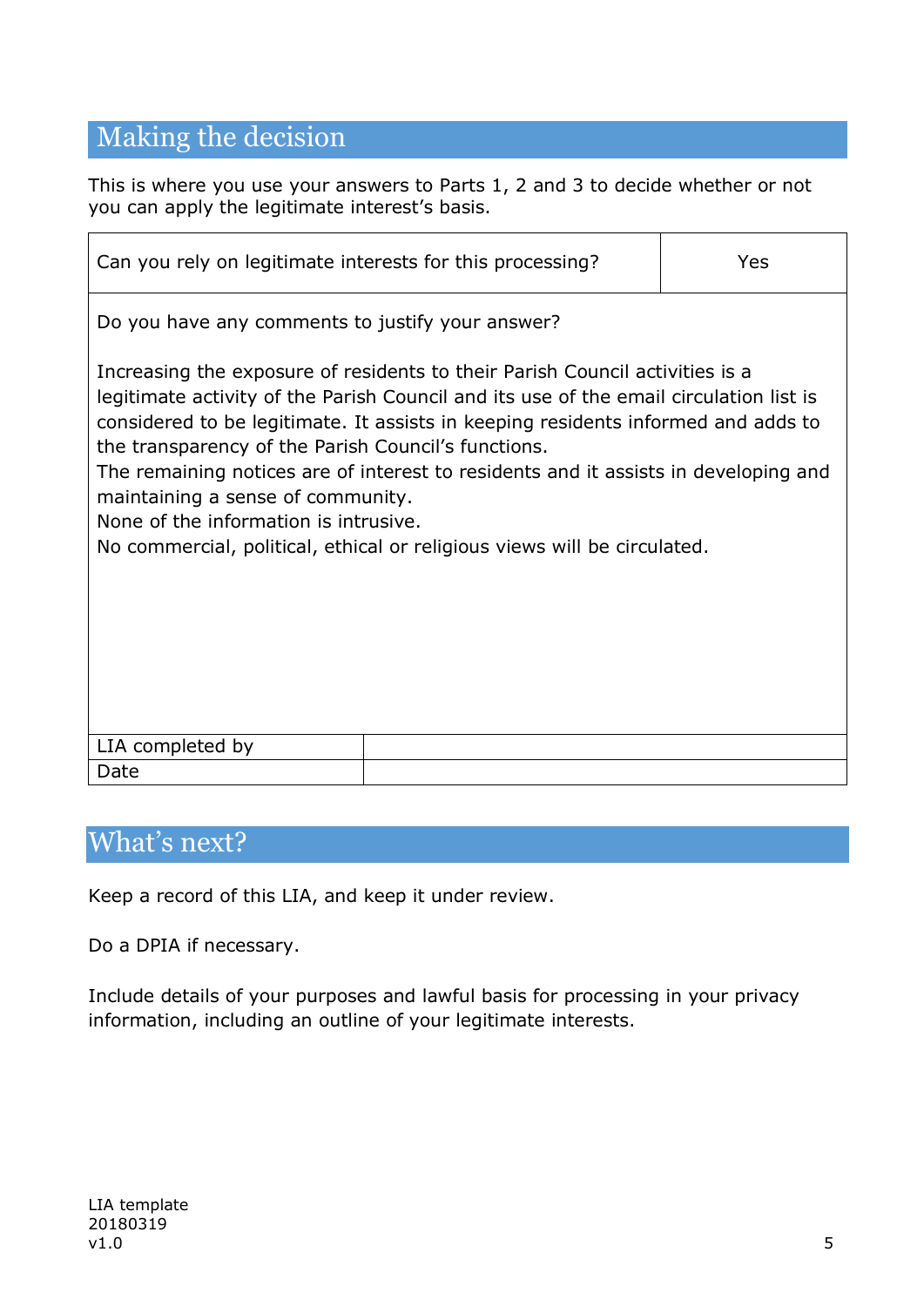## Making the decision

This is where you use your answers to Parts 1, 2 and 3 to decide whether or not you can apply the legitimate interest's basis.

| | |
|---|---|
| Can you rely on legitimate interests for this processing? | Yes |
| Do you have any comments to justify your answer?<br><br>Increasing the exposure of residents to their Parish Council activities is a legitimate activity of the Parish Council and its use of the email circulation list is considered to be legitimate. It assists in keeping residents informed and adds to the transparency of the Parish Council's functions.<br>The remaining notices are of interest to residents and it assists in developing and maintaining a sense of community.<br>None of the information is intrusive.<br>No commercial, political, ethical or religious views will be circulated. | |
| LIA completed by | |
| Date | |

## What's next?

Keep a record of this LIA, and keep it under review.

Do a DPIA if necessary.

Include details of your purposes and lawful basis for processing in your privacy information, including an outline of your legitimate interests.

LIA template
20180319
v1.0